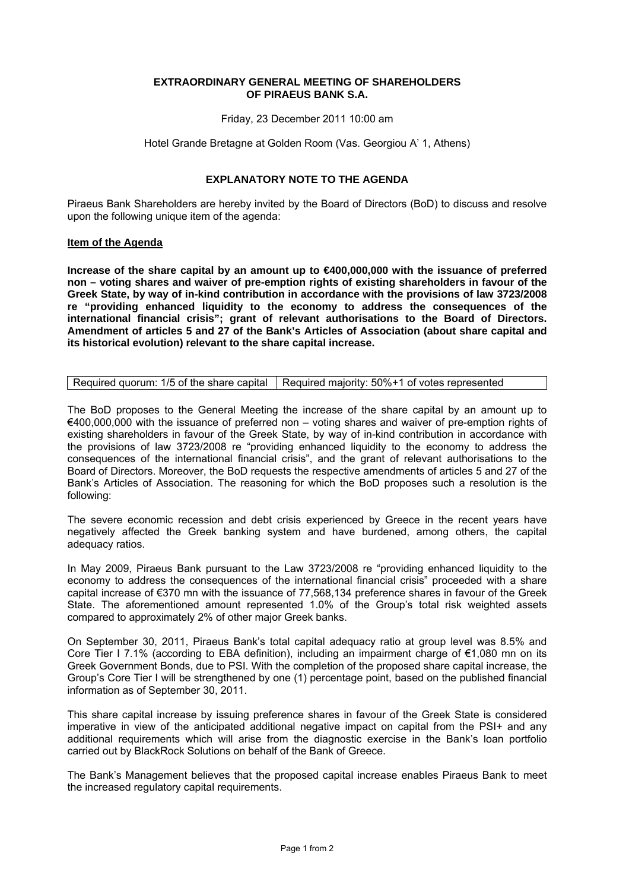**EXTRAORDINARY GENERAL MEETING OF SHAREHOLDERS OF PIRAEUS BANK S.A.**

Friday, 23 December 2011 10:00 am

Hotel Grande Bretagne at Golden Room (Vas. Georgiou A' 1, Athens)

## EXPLANATORY NOTE TO THE AGENDA

Piraeus Bank Shareholders are hereby invited by the Board of Directors (BoD) to discuss and resolve upon the following unique item of the agenda:

**Item of the Agenda**

**Increase of the share capital by an amount up to €400,000,000 with the issuance of preferred non – voting shares and waiver of pre-emption rights of existing shareholders in favour of the Greek State, by way of in-kind contribution in accordance with the provisions of law 3723/2008 re "providing enhanced liquidity to the economy to address the consequences of the international financial crisis"; grant of relevant authorisations to the Board of Directors. Amendment of articles 5 and 27 of the Bank's Articles of Association (about share capital and its historical evolution) relevant to the share capital increase.**

| Required quorum: 1/5 of the share capital | Required majority: 50%+1 of votes represented |
|---|---|

The BoD proposes to the General Meeting the increase of the share capital by an amount up to €400,000,000 with the issuance of preferred non – voting shares and waiver of pre-emption rights of existing shareholders in favour of the Greek State, by way of in-kind contribution in accordance with the provisions of law 3723/2008 re "providing enhanced liquidity to the economy to address the consequences of the international financial crisis", and the grant of relevant authorisations to the Board of Directors. Moreover, the BoD requests the respective amendments of articles 5 and 27 of the Bank's Articles of Association. The reasoning for which the BoD proposes such a resolution is the following:

The severe economic recession and debt crisis experienced by Greece in the recent years have negatively affected the Greek banking system and have burdened, among others, the capital adequacy ratios.

In May 2009, Piraeus Bank pursuant to the Law 3723/2008 re "providing enhanced liquidity to the economy to address the consequences of the international financial crisis" proceeded with a share capital increase of €370 mn with the issuance of 77,568,134 preference shares in favour of the Greek State. The aforementioned amount represented 1.0% of the Group's total risk weighted assets compared to approximately 2% of other major Greek banks.

On September 30, 2011, Piraeus Bank's total capital adequacy ratio at group level was 8.5% and Core Tier I 7.1% (according to EBA definition), including an impairment charge of €1,080 mn on its Greek Government Bonds, due to PSI. With the completion of the proposed share capital increase, the Group's Core Tier I will be strengthened by one (1) percentage point, based on the published financial information as of September 30, 2011.

This share capital increase by issuing preference shares in favour of the Greek State is considered imperative in view of the anticipated additional negative impact on capital from the PSI+ and any additional requirements which will arise from the diagnostic exercise in the Bank's loan portfolio carried out by BlackRock Solutions on behalf of the Bank of Greece.

The Bank's Management believes that the proposed capital increase enables Piraeus Bank to meet the increased regulatory capital requirements.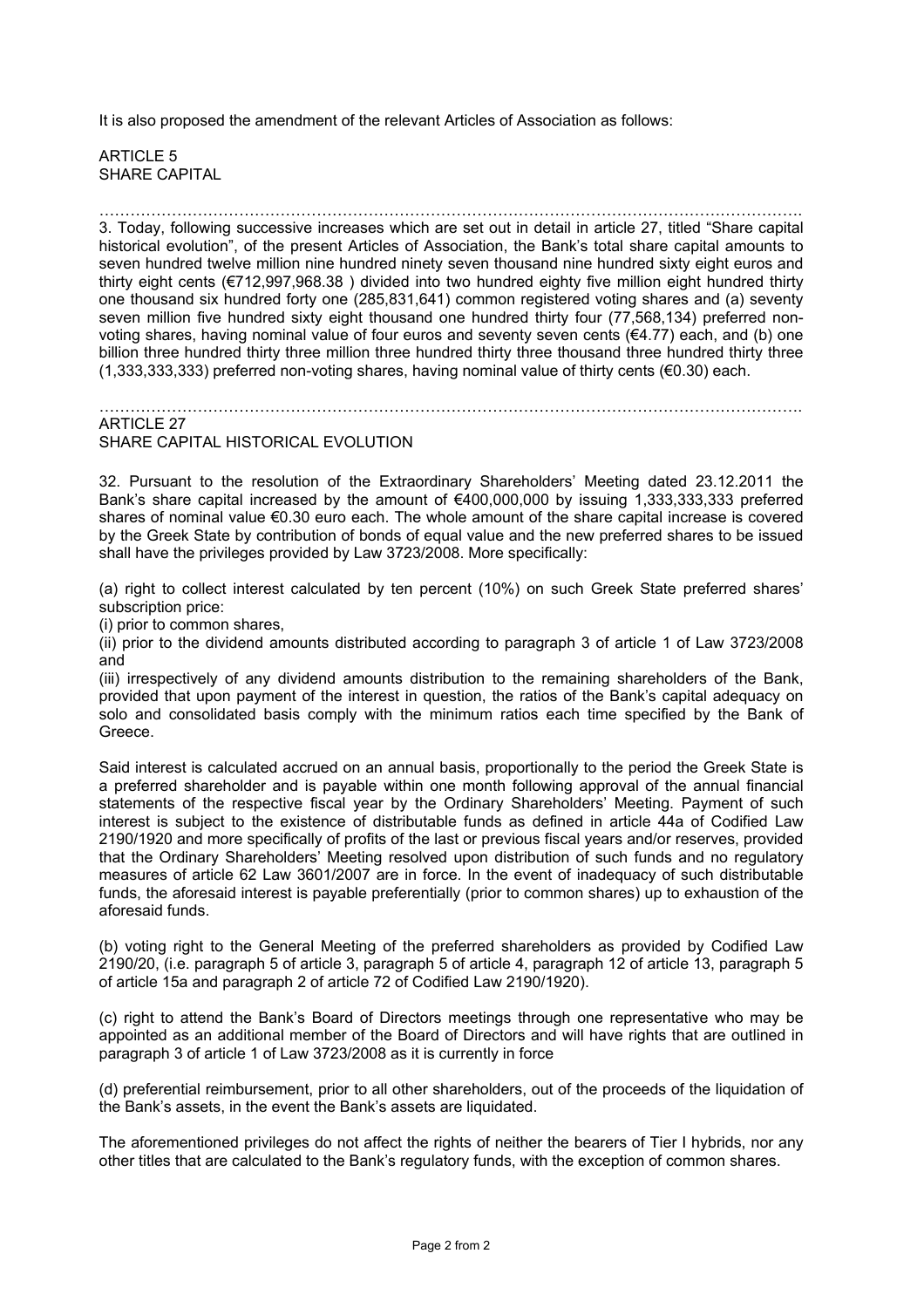It is also proposed the amendment of the relevant Articles of Association as follows:

ARTICLE 5
SHARE CAPITAL

…………………………………………………………………………………………………………………

3. Today, following successive increases which are set out in detail in article 27, titled "Share capital historical evolution", of the present Articles of Association, the Bank's total share capital amounts to seven hundred twelve million nine hundred ninety seven thousand nine hundred sixty eight euros and thirty eight cents (€712,997,968.38 ) divided into two hundred eighty five million eight hundred thirty one thousand six hundred forty one (285,831,641) common registered voting shares and (a) seventy seven million five hundred sixty eight thousand one hundred thirty four (77,568,134) preferred non-voting shares, having nominal value of four euros and seventy seven cents (€4.77) each, and (b) one billion three hundred thirty three million three hundred thirty three thousand three hundred thirty three (1,333,333,333) preferred non-voting shares, having nominal value of thirty cents (€0.30) each.

…………………………………………………………………………………………………………………

ARTICLE 27
SHARE CAPITAL HISTORICAL EVOLUTION

32. Pursuant to the resolution of the Extraordinary Shareholders' Meeting dated 23.12.2011 the Bank's share capital increased by the amount of €400,000,000 by issuing 1,333,333,333 preferred shares of nominal value €0.30 euro each. The whole amount of the share capital increase is covered by the Greek State by contribution of bonds of equal value and the new preferred shares to be issued shall have the privileges provided by Law 3723/2008. More specifically:

(a) right to collect interest calculated by ten percent (10%) on such Greek State preferred shares' subscription price:

(i) prior to common shares,

(ii) prior to the dividend amounts distributed according to paragraph 3 of article 1 of Law 3723/2008 and

(iii) irrespectively of any dividend amounts distribution to the remaining shareholders of the Bank, provided that upon payment of the interest in question, the ratios of the Bank's capital adequacy on solo and consolidated basis comply with the minimum ratios each time specified by the Bank of Greece.

Said interest is calculated accrued on an annual basis, proportionally to the period the Greek State is a preferred shareholder and is payable within one month following approval of the annual financial statements of the respective fiscal year by the Ordinary Shareholders' Meeting. Payment of such interest is subject to the existence of distributable funds as defined in article 44a of Codified Law 2190/1920 and more specifically of profits of the last or previous fiscal years and/or reserves, provided that the Ordinary Shareholders' Meeting resolved upon distribution of such funds and no regulatory measures of article 62 Law 3601/2007 are in force. In the event of inadequacy of such distributable funds, the aforesaid interest is payable preferentially (prior to common shares) up to exhaustion of the aforesaid funds.

(b) voting right to the General Meeting of the preferred shareholders as provided by Codified Law 2190/20, (i.e. paragraph 5 of article 3, paragraph 5 of article 4, paragraph 12 of article 13, paragraph 5 of article 15a and paragraph 2 of article 72 of Codified Law 2190/1920).

(c) right to attend the Bank's Board of Directors meetings through one representative who may be appointed as an additional member of the Board of Directors and will have rights that are outlined in paragraph 3 of article 1 of Law 3723/2008 as it is currently in force

(d) preferential reimbursement, prior to all other shareholders, out of the proceeds of the liquidation of the Bank's assets, in the event the Bank's assets are liquidated.

The aforementioned privileges do not affect the rights of neither the bearers of Tier I hybrids, nor any other titles that are calculated to the Bank's regulatory funds, with the exception of common shares.